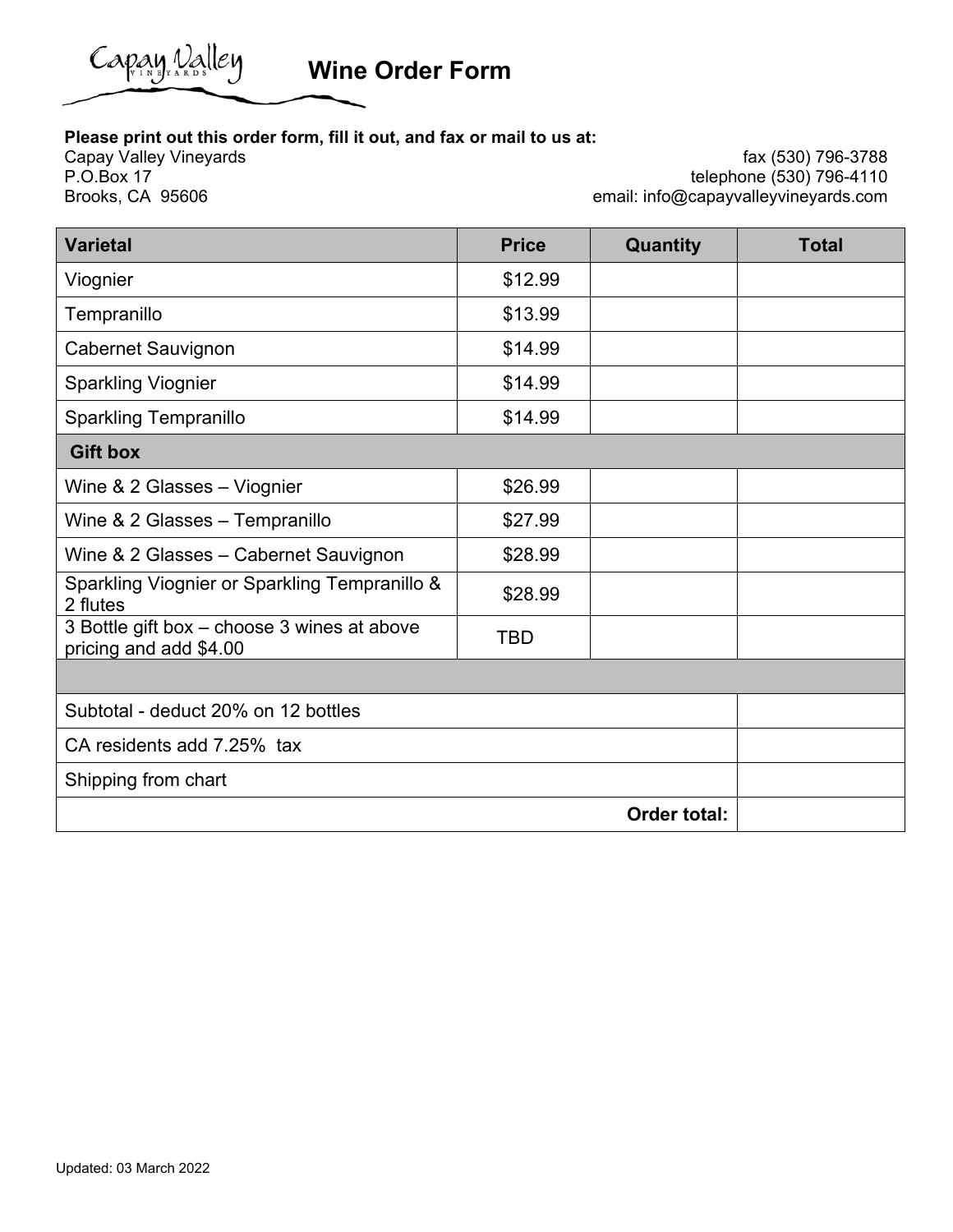# Capay Valley Vineyards — Wine Order Form

**Please print out this order form, fill it out, and fax or mail to us at:**

Capay Valley Vineyards
P.O.Box 17
Brooks, CA 95606

fax (530) 796-3788
telephone (530) 796-4110
email: info@capayvalleyvineyards.com

| Varietal | Price | Quantity | Total |
|---|---|---|---|
| Viognier | $12.99 | | |
| Tempranillo | $13.99 | | |
| Cabernet Sauvignon | $14.99 | | |
| Sparkling Viognier | $14.99 | | |
| Sparkling Tempranillo | $14.99 | | |
| **Gift box** | | | |
| Wine & 2 Glasses – Viognier | $26.99 | | |
| Wine & 2 Glasses – Tempranillo | $27.99 | | |
| Wine & 2 Glasses – Cabernet Sauvignon | $28.99 | | |
| Sparkling Viognier or Sparkling Tempranillo & 2 flutes | $28.99 | | |
| 3 Bottle gift box – choose 3 wines at above pricing and add $4.00 | TBD | | |
| | | | |
| Subtotal - deduct 20% on 12 bottles | | | |
| CA residents add 7.25% tax | | | |
| Shipping from chart | | | |
| | | **Order total:** | |

Updated: 03 March 2022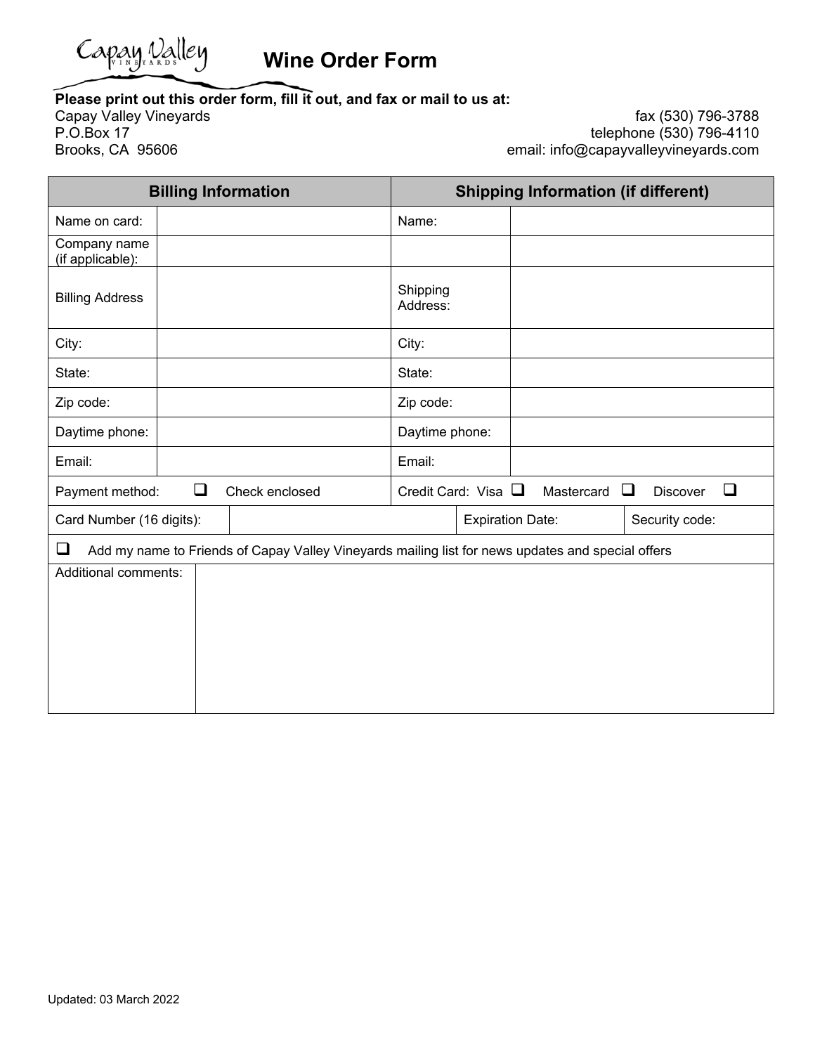Capay Valley Vineyards

# Wine Order Form

**Please print out this order form, fill it out, and fax or mail to us at:**

Capay Valley Vineyards
P.O.Box 17
Brooks, CA 95606

fax (530) 796-3788
telephone (530) 796-4110
email: info@capayvalleyvineyards.com

| Billing Information | | Shipping Information (if different) | |
|---|---|---|---|
| Name on card: | | Name: | |
| Company name (if applicable): | | | |
| Billing Address | | Shipping Address: | |
| City: | | City: | |
| State: | | State: | |
| Zip code: | | Zip code: | |
| Daytime phone: | | Daytime phone: | |
| Email: | | Email: | |
| Payment method: ❑ Check enclosed | | Credit Card: Visa ❑ Mastercard ❑ Discover ❑ | |
| Card Number (16 digits): | | Expiration Date: | Security code: |
| ❑ Add my name to Friends of Capay Valley Vineyards mailing list for news updates and special offers | | | |
| Additional comments: | | | |

Updated: 03 March 2022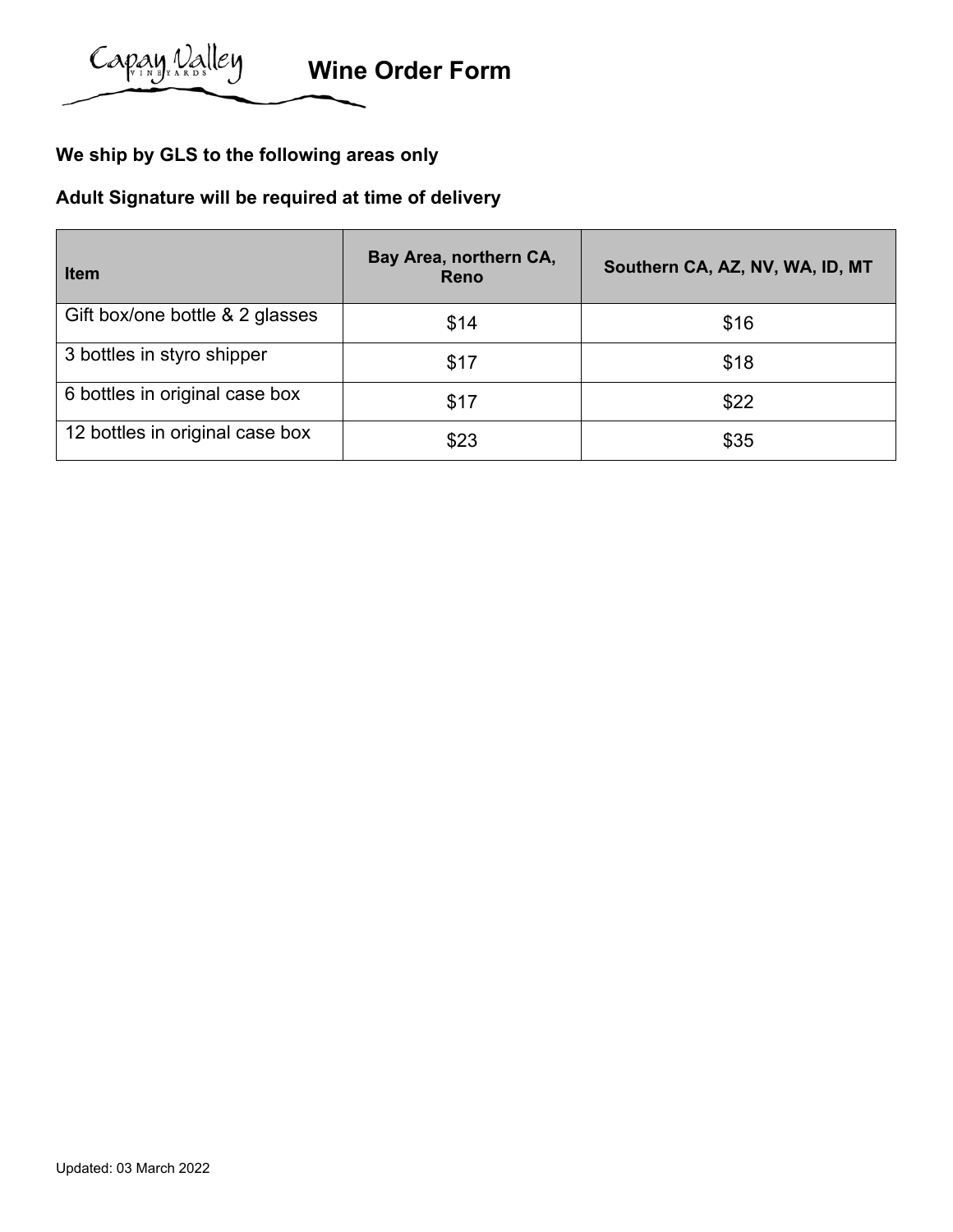# Wine Order Form

**We ship by GLS to the following areas only**

**Adult Signature will be required at time of delivery**

| Item | Bay Area, northern CA, Reno | Southern CA, AZ, NV, WA, ID, MT |
|---|---|---|
| Gift box/one bottle & 2 glasses | $14 | $16 |
| 3 bottles in styro shipper | $17 | $18 |
| 6 bottles in original case box | $17 | $22 |
| 12 bottles in original case box | $23 | $35 |

Updated: 03 March 2022